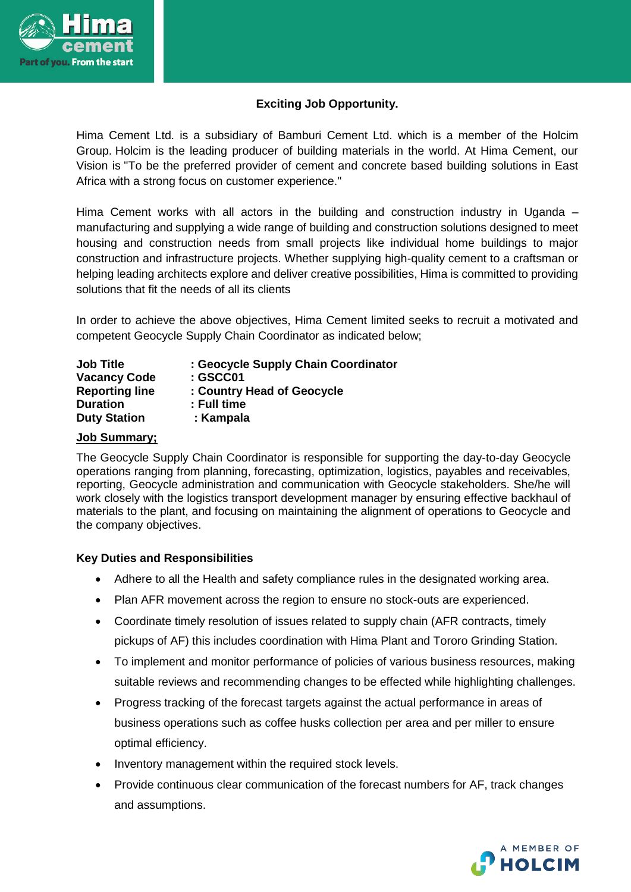**Exciting Job Opportunity.**

Hima Cement Ltd. is a subsidiary of Bamburi Cement Ltd. which is a member of the Holcim Group. Holcim is the leading producer of building materials in the world. At Hima Cement, our Vision is "To be the preferred provider of cement and concrete based building solutions in East Africa with a strong focus on customer experience."

Hima Cement works with all actors in the building and construction industry in Uganda – manufacturing and supplying a wide range of building and construction solutions designed to meet housing and construction needs from small projects like individual home buildings to major construction and infrastructure projects. Whether supplying high-quality cement to a craftsman or helping leading architects explore and deliver creative possibilities, Hima is committed to providing solutions that fit the needs of all its clients

In order to achieve the above objectives, Hima Cement limited seeks to recruit a motivated and competent Geocycle Supply Chain Coordinator as indicated below;

**Job Title** : **Geocycle Supply Chain Coordinator**
**Vacancy Code** : **GSCC01**
**Reporting line** : **Country Head of Geocycle**
**Duration** : **Full time**
**Duty Station** : **Kampala**

**Job Summary;**

The Geocycle Supply Chain Coordinator is responsible for supporting the day-to-day Geocycle operations ranging from planning, forecasting, optimization, logistics, payables and receivables, reporting, Geocycle administration and communication with Geocycle stakeholders. She/he will work closely with the logistics transport development manager by ensuring effective backhaul of materials to the plant, and focusing on maintaining the alignment of operations to Geocycle and the company objectives.

**Key Duties and Responsibilities**

- Adhere to all the Health and safety compliance rules in the designated working area.
- Plan AFR movement across the region to ensure no stock-outs are experienced.
- Coordinate timely resolution of issues related to supply chain (AFR contracts, timely pickups of AF) this includes coordination with Hima Plant and Tororo Grinding Station.
- To implement and monitor performance of policies of various business resources, making suitable reviews and recommending changes to be effected while highlighting challenges.
- Progress tracking of the forecast targets against the actual performance in areas of business operations such as coffee husks collection per area and per miller to ensure optimal efficiency.
- Inventory management within the required stock levels.
- Provide continuous clear communication of the forecast numbers for AF, track changes and assumptions.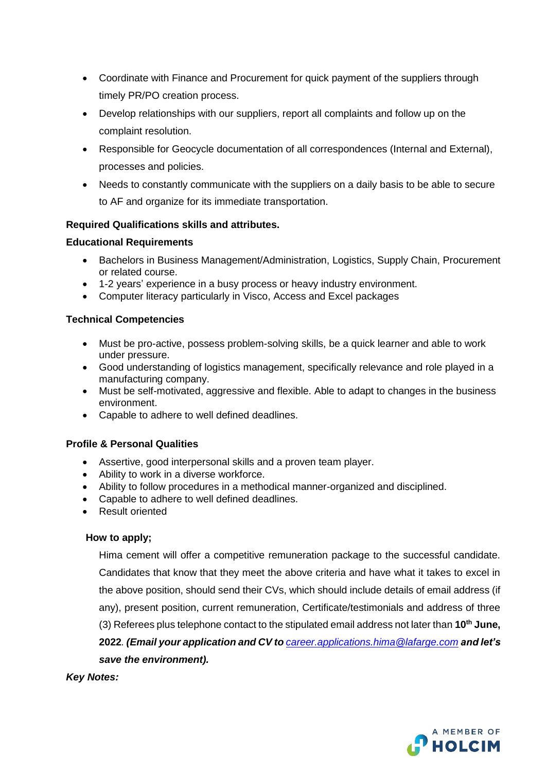- Coordinate with Finance and Procurement for quick payment of the suppliers through timely PR/PO creation process.
- Develop relationships with our suppliers, report all complaints and follow up on the complaint resolution.
- Responsible for Geocycle documentation of all correspondences (Internal and External), processes and policies.
- Needs to constantly communicate with the suppliers on a daily basis to be able to secure to AF and organize for its immediate transportation.

**Required Qualifications skills and attributes.**

**Educational Requirements**

- Bachelors in Business Management/Administration, Logistics, Supply Chain, Procurement or related course.
- 1-2 years' experience in a busy process or heavy industry environment.
- Computer literacy particularly in Visco, Access and Excel packages

**Technical Competencies**

- Must be pro-active, possess problem-solving skills, be a quick learner and able to work under pressure.
- Good understanding of logistics management, specifically relevance and role played in a manufacturing company.
- Must be self-motivated, aggressive and flexible. Able to adapt to changes in the business environment.
- Capable to adhere to well defined deadlines.

**Profile & Personal Qualities**

- Assertive, good interpersonal skills and a proven team player.
- Ability to work in a diverse workforce.
- Ability to follow procedures in a methodical manner-organized and disciplined.
- Capable to adhere to well defined deadlines.
- Result oriented

**How to apply;**

Hima cement will offer a competitive remuneration package to the successful candidate. Candidates that know that they meet the above criteria and have what it takes to excel in the above position, should send their CVs, which should include details of email address (if any), present position, current remuneration, Certificate/testimonials and address of three (3) Referees plus telephone contact to the stipulated email address not later than **10th June, 2022**. ***(Email your application and CV to [career.applications.hima@lafarge.com](mailto:career.applications.hima@lafarge.com) and let's save the environment).***

***Key Notes:***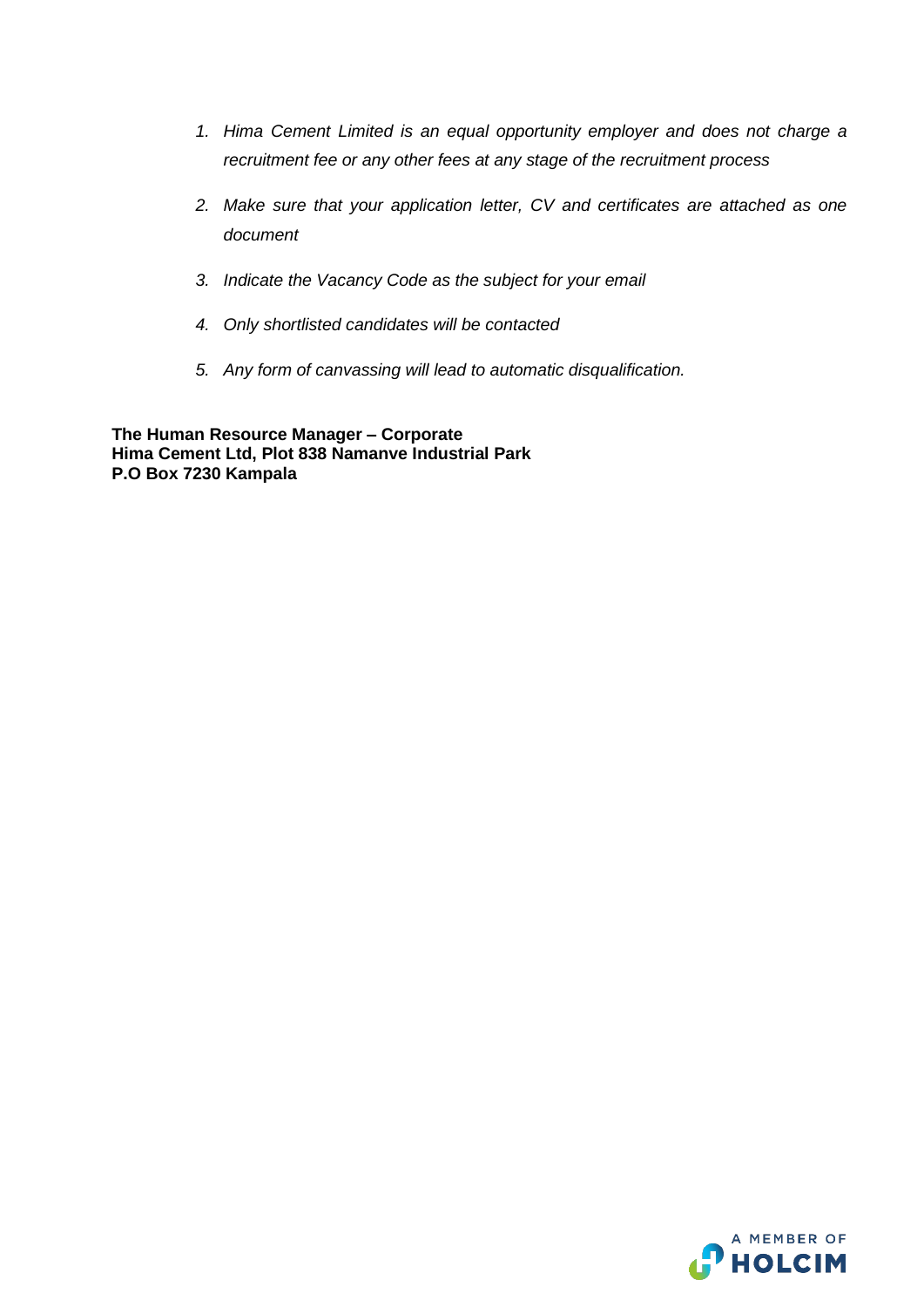1. *Hima Cement Limited is an equal opportunity employer and does not charge a recruitment fee or any other fees at any stage of the recruitment process*
2. *Make sure that your application letter, CV and certificates are attached as one document*
3. *Indicate the Vacancy Code as the subject for your email*
4. *Only shortlisted candidates will be contacted*
5. *Any form of canvassing will lead to automatic disqualification.*

**The Human Resource Manager – Corporate**
**Hima Cement Ltd, Plot 838 Namanve Industrial Park**
**P.O Box 7230 Kampala**

A MEMBER OF HOLCIM